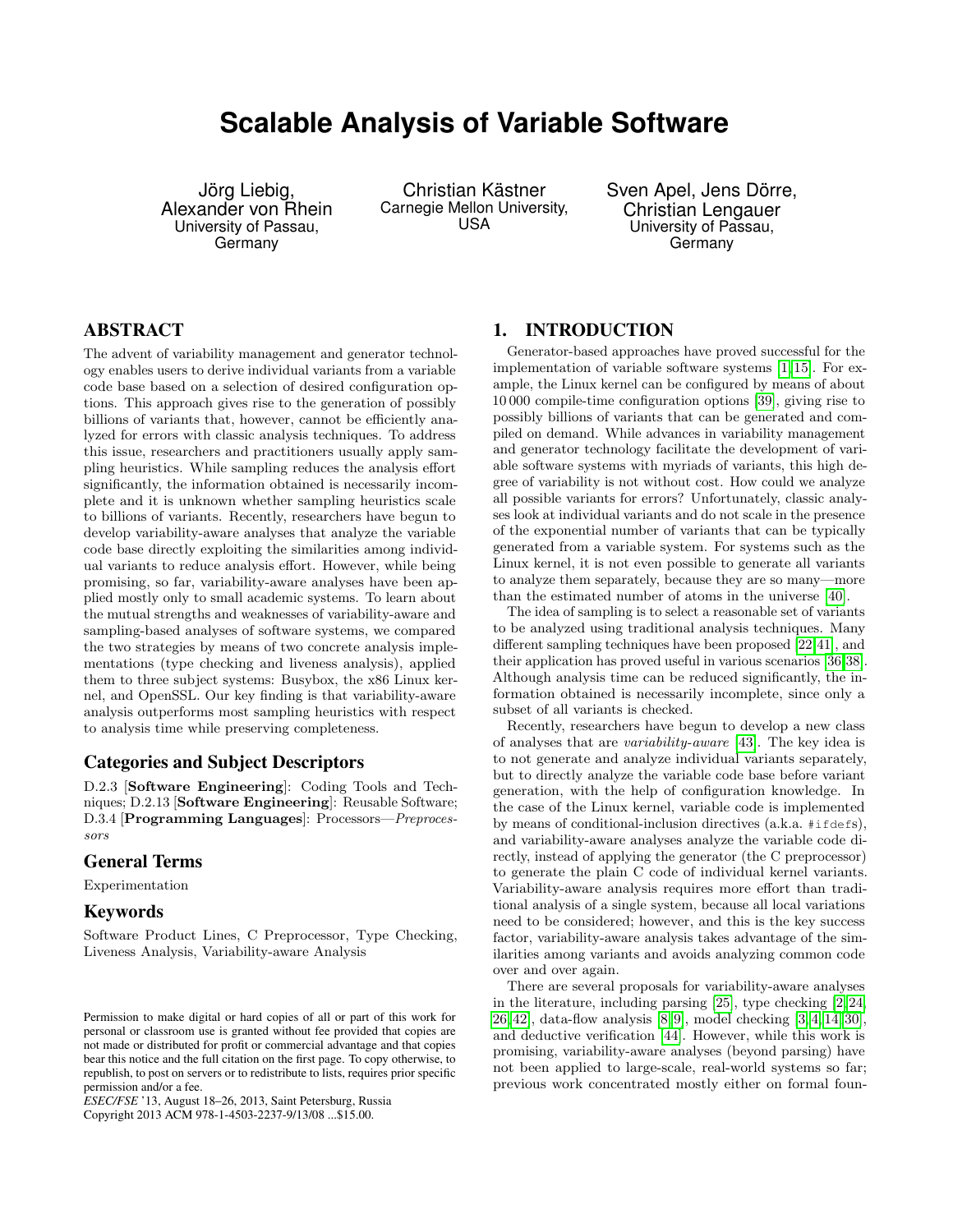# Scalable Analysis of Variable Software

Jörg Liebig, Alexander von Rhein
University of Passau, Germany

Christian Kästner
Carnegie Mellon University, USA

Sven Apel, Jens Dörre, Christian Lengauer
University of Passau, Germany

## ABSTRACT

The advent of variability management and generator technology enables users to derive individual variants from a variable code base based on a selection of desired configuration options. This approach gives rise to the generation of possibly billions of variants that, however, cannot be efficiently analyzed for errors with classic analysis techniques. To address this issue, researchers and practitioners usually apply sampling heuristics. While sampling reduces the analysis effort significantly, the information obtained is necessarily incomplete and it is unknown whether sampling heuristics scale to billions of variants. Recently, researchers have begun to develop variability-aware analyses that analyze the variable code base directly exploiting the similarities among individual variants to reduce analysis effort. However, while being promising, so far, variability-aware analyses have been applied mostly only to small academic systems. To learn about the mutual strengths and weaknesses of variability-aware and sampling-based analyses of software systems, we compared the two strategies by means of two concrete analysis implementations (type checking and liveness analysis), applied them to three subject systems: Busybox, the x86 Linux kernel, and OpenSSL. Our key finding is that variability-aware analysis outperforms most sampling heuristics with respect to analysis time while preserving completeness.

### Categories and Subject Descriptors

D.2.3 [**Software Engineering**]: Coding Tools and Techniques; D.2.13 [**Software Engineering**]: Reusable Software; D.3.4 [**Programming Languages**]: Processors—*Preprocessors*

### General Terms

Experimentation

### Keywords

Software Product Lines, C Preprocessor, Type Checking, Liveness Analysis, Variability-aware Analysis

Permission to make digital or hard copies of all or part of this work for personal or classroom use is granted without fee provided that copies are not made or distributed for profit or commercial advantage and that copies bear this notice and the full citation on the first page. To copy otherwise, to republish, to post on servers or to redistribute to lists, requires prior specific permission and/or a fee.
*ESEC/FSE* '13, August 18–26, 2013, Saint Petersburg, Russia
Copyright 2013 ACM 978-1-4503-2237-9/13/08 ...$15.00.

## 1. INTRODUCTION

Generator-based approaches have proved successful for the implementation of variable software systems [1, 15]. For example, the Linux kernel can be configured by means of about 10 000 compile-time configuration options [39], giving rise to possibly billions of variants that can be generated and compiled on demand. While advances in variability management and generator technology facilitate the development of variable software systems with myriads of variants, this high degree of variability is not without cost. How could we analyze all possible variants for errors? Unfortunately, classic analyses look at individual variants and do not scale in the presence of the exponential number of variants that can be typically generated from a variable system. For systems such as the Linux kernel, it is not even possible to generate all variants to analyze them separately, because they are so many—more than the estimated number of atoms in the universe [40].

The idea of sampling is to select a reasonable set of variants to be analyzed using traditional analysis techniques. Many different sampling techniques have been proposed [22, 41], and their application has proved useful in various scenarios [36, 38]. Although analysis time can be reduced significantly, the information obtained is necessarily incomplete, since only a subset of all variants is checked.

Recently, researchers have begun to develop a new class of analyses that are *variability-aware* [43]. The key idea is to not generate and analyze individual variants separately, but to directly analyze the variable code base before variant generation, with the help of configuration knowledge. In the case of the Linux kernel, variable code is implemented by means of conditional-inclusion directives (a.k.a. `#ifdef`s), and variability-aware analyses analyze the variable code directly, instead of applying the generator (the C preprocessor) to generate the plain C code of individual kernel variants. Variability-aware analysis requires more effort than traditional analysis of a single system, because all local variations need to be considered; however, and this is the key success factor, variability-aware analysis takes advantage of the similarities among variants and avoids analyzing common code over and over again.

There are several proposals for variability-aware analyses in the literature, including parsing [25], type checking [2, 24, 26, 42], data-flow analysis [8, 9], model checking [3, 4, 14, 30], and deductive verification [44]. However, while this work is promising, variability-aware analyses (beyond parsing) have not been applied to large-scale, real-world systems so far; previous work concentrated mostly either on formal foun-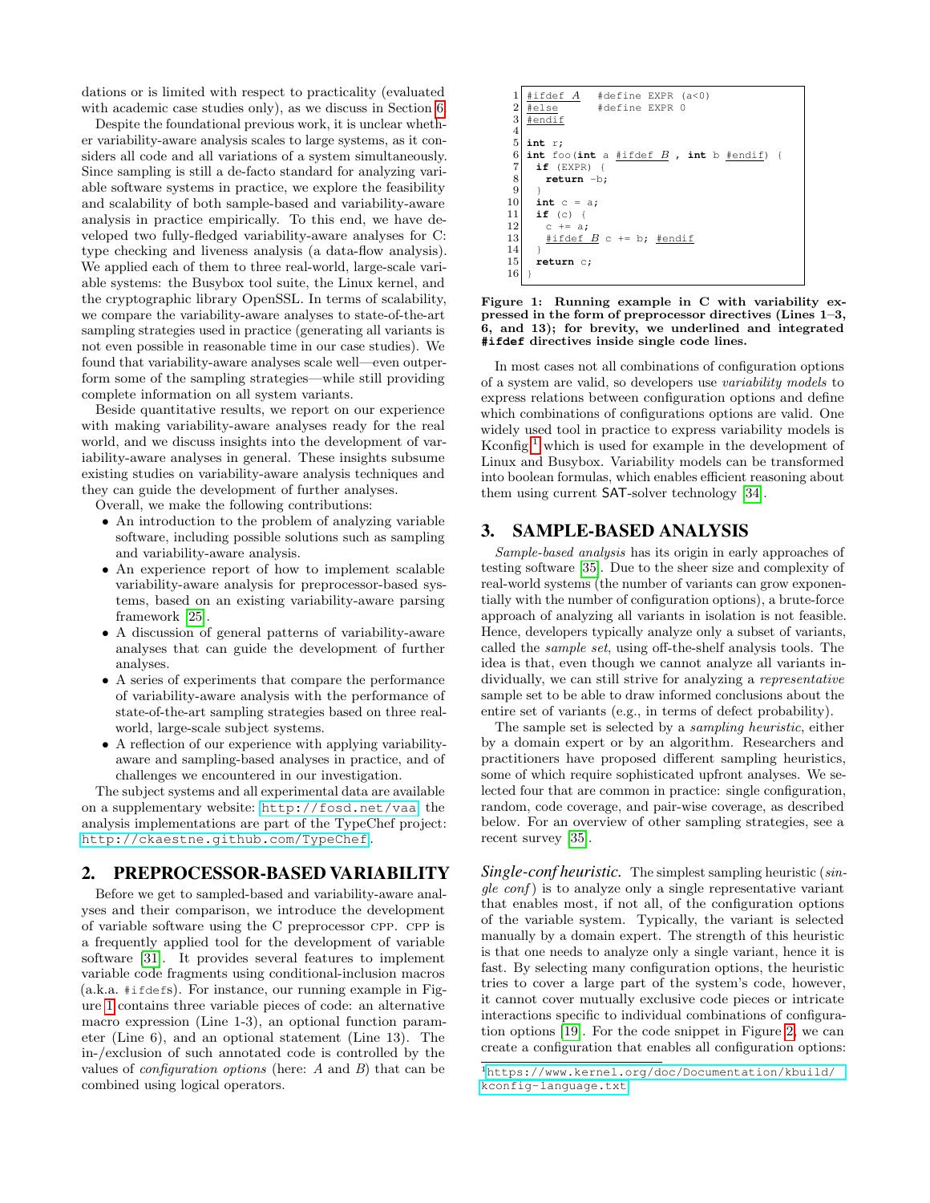dations or is limited with respect to practicality (evaluated with academic case studies only), as we discuss in Section 6.

Despite the foundational previous work, it is unclear whether variability-aware analysis scales to large systems, as it considers all code and all variations of a system simultaneously. Since sampling is still a de-facto standard for analyzing variable software systems in practice, we explore the feasibility and scalability of both sample-based and variability-aware analysis in practice empirically. To this end, we have developed two fully-fledged variability-aware analyses for C: type checking and liveness analysis (a data-flow analysis). We applied each of them to three real-world, large-scale variable systems: the Busybox tool suite, the Linux kernel, and the cryptographic library OpenSSL. In terms of scalability, we compare the variability-aware analyses to state-of-the-art sampling strategies used in practice (generating all variants is not even possible in reasonable time in our case studies). We found that variability-aware analyses scale well—even outperform some of the sampling strategies—while still providing complete information on all system variants.

Beside quantitative results, we report on our experience with making variability-aware analyses ready for the real world, and we discuss insights into the development of variability-aware analyses in general. These insights subsume existing studies on variability-aware analysis techniques and they can guide the development of further analyses.

Overall, we make the following contributions:

- An introduction to the problem of analyzing variable software, including possible solutions such as sampling and variability-aware analysis.
- An experience report of how to implement scalable variability-aware analysis for preprocessor-based systems, based on an existing variability-aware parsing framework [25].
- A discussion of general patterns of variability-aware analyses that can guide the development of further analyses.
- A series of experiments that compare the performance of variability-aware analysis with the performance of state-of-the-art sampling strategies based on three real-world, large-scale subject systems.
- A reflection of our experience with applying variability-aware and sampling-based analyses in practice, and of challenges we encountered in our investigation.

The subject systems and all experimental data are available on a supplementary website: http://fosd.net/vaa; the analysis implementations are part of the TypeChef project: http://ckaestne.github.com/TypeChef.

## 2. PREPROCESSOR-BASED VARIABILITY

Before we get to sampled-based and variability-aware analyses and their comparison, we introduce the development of variable software using the C preprocessor CPP. CPP is a frequently applied tool for the development of variable software [31]. It provides several features to implement variable code fragments using conditional-inclusion macros (a.k.a. #ifdefs). For instance, our running example in Figure 1 contains three variable pieces of code: an alternative macro expression (Line 1-3), an optional function parameter (Line 6), and an optional statement (Line 13). The in-/exclusion of such annotated code is controlled by the values of *configuration options* (here: *A* and *B*) that can be combined using logical operators.

```
1  #ifdef A    #define EXPR (a<0)
2  #else       #define EXPR 0
3  #endif
4
5  int r;
6  int foo(int a #ifdef B , int b #endif) {
7    if (EXPR) {
8      return -b;
9    }
10   int c = a;
11   if (c) {
12     c += a;
13     #ifdef B c += b; #endif
14   }
15   return c;
16 }
```

**Figure 1: Running example in C with variability expressed in the form of preprocessor directives (Lines 1–3, 6, and 13); for brevity, we underlined and integrated #ifdef directives inside single code lines.**

In most cases not all combinations of configuration options of a system are valid, so developers use *variability models* to express relations between configuration options and define which combinations of configurations options are valid. One widely used tool in practice to express variability models is Kconfig,[1] which is used for example in the development of Linux and Busybox. Variability models can be transformed into boolean formulas, which enables efficient reasoning about them using current SAT-solver technology [34].

## 3. SAMPLE-BASED ANALYSIS

*Sample-based analysis* has its origin in early approaches of testing software [35]. Due to the sheer size and complexity of real-world systems (the number of variants can grow exponentially with the number of configuration options), a brute-force approach of analyzing all variants in isolation is not feasible. Hence, developers typically analyze only a subset of variants, called the *sample set*, using off-the-shelf analysis tools. The idea is that, even though we cannot analyze all variants individually, we can still strive for analyzing a *representative* sample set to be able to draw informed conclusions about the entire set of variants (e.g., in terms of defect probability).

The sample set is selected by a *sampling heuristic*, either by a domain expert or by an algorithm. Researchers and practitioners have proposed different sampling heuristics, some of which require sophisticated upfront analyses. We selected four that are common in practice: single configuration, random, code coverage, and pair-wise coverage, as described below. For an overview of other sampling strategies, see a recent survey [35].

***Single-conf heuristic.*** The simplest sampling heuristic (*single conf*) is to analyze only a single representative variant that enables most, if not all, of the configuration options of the variable system. Typically, the variant is selected manually by a domain expert. The strength of this heuristic is that one needs to analyze only a single variant, hence it is fast. By selecting many configuration options, the heuristic tries to cover a large part of the system's code, however, it cannot cover mutually exclusive code pieces or intricate interactions specific to individual combinations of configuration options [19]. For the code snippet in Figure 2, we can create a configuration that enables all configuration options:

[1] https://www.kernel.org/doc/Documentation/kbuild/kconfig-language.txt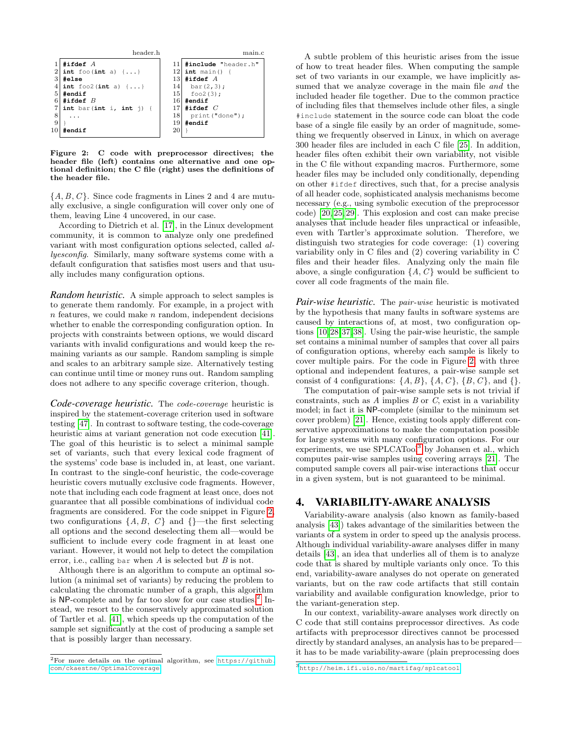header.h

```c
 1 #ifdef A
 2 int foo(int a) {...}
 3 #else
 4 int foo2(int a) {...}
 5 #endif
 6 #ifdef B
 7 int bar(int i, int j) {
 8   ...
 9 }
10 #endif
```

main.c

```c
11 #include "header.h"
12 int main() {
13 #ifdef A
14   bar(2,3);
15   foo2(3);
16 #endif
17 #ifdef C
18   print("done");
19 #endif
20 }
```

**Figure 2: C code with preprocessor directives; the header file (left) contains one alternative and one optional definition; the C file (right) uses the definitions of the header file.**

$\{A, B, C\}$. Since code fragments in Lines 2 and 4 are mutually exclusive, a single configuration will cover only one of them, leaving Line 4 uncovered, in our case.

According to Dietrich et al. [17], in the Linux development community, it is common to analyze only one predefined variant with most configuration options selected, called *allyesconfig*. Similarly, many software systems come with a default configuration that satisfies most users and that usually includes many configuration options.

***Random heuristic.*** A simple approach to select samples is to generate them randomly. For example, in a project with $n$ features, we could make $n$ random, independent decisions whether to enable the corresponding configuration option. In projects with constraints between options, we would discard variants with invalid configurations and would keep the remaining variants as our sample. Random sampling is simple and scales to an arbitrary sample size. Alternatively testing can continue until time or money runs out. Random sampling does not adhere to any specific coverage criterion, though.

***Code-coverage heuristic.*** The *code-coverage* heuristic is inspired by the statement-coverage criterion used in software testing [47]. In contrast to software testing, the code-coverage heuristic aims at variant generation not code execution [41]. The goal of this heuristic is to select a minimal sample set of variants, such that every lexical code fragment of the systems' code base is included in, at least, one variant. In contrast to the single-conf heuristic, the code-coverage heuristic covers mutually exclusive code fragments. However, note that including each code fragment at least once, does not guarantee that all possible combinations of individual code fragments are considered. For the code snippet in Figure 2, two configurations $\{A, B, C\}$ and $\{\}$—the first selecting all options and the second deselecting them all—would be sufficient to include every code fragment in at least one variant. However, it would not help to detect the compilation error, i.e., calling `bar` when $A$ is selected but $B$ is not.

Although there is an algorithm to compute an optimal solution (a minimal set of variants) by reducing the problem to calculating the chromatic number of a graph, this algorithm is NP-complete and by far too slow for our case studies.[2] Instead, we resort to the conservatively approximated solution of Tartler et al. [41], which speeds up the computation of the sample set significantly at the cost of producing a sample set that is possibly larger than necessary.

[2] For more details on the optimal algorithm, see https://github.com/ckaestne/OptimalCoverage.

A subtle problem of this heuristic arises from the issue of how to treat header files. When computing the sample set of two variants in our example, we have implicitly assumed that we analyze coverage in the main file *and* the included header file together. Due to the common practice of including files that themselves include other files, a single `#include` statement in the source code can bloat the code base of a single file easily by an order of magnitude, something we frequently observed in Linux, in which on average 300 header files are included in each C file [25]. In addition, header files often exhibit their own variability, not visible in the C file without expanding macros. Furthermore, some header files may be included only conditionally, depending on other `#ifdef` directives, such that, for a precise analysis of all header code, sophisticated analysis mechanisms become necessary (e.g., using symbolic execution of the preprocessor code) [20, 25, 29]. This explosion and cost can make precise analyses that include header files unpractical or infeasible, even with Tartler's approximate solution. Therefore, we distinguish two strategies for code coverage: (1) covering variability only in C files and (2) covering variability in C files and their header files. Analyzing only the main file above, a single configuration $\{A, C\}$ would be sufficient to cover all code fragments of the main file.

***Pair-wise heuristic.*** The *pair-wise* heuristic is motivated by the hypothesis that many faults in software systems are caused by interactions of, at most, two configuration options [10, 28, 37, 38]. Using the pair-wise heuristic, the sample set contains a minimal number of samples that cover all pairs of configuration options, whereby each sample is likely to cover multiple pairs. For the code in Figure 2, with three optional and independent features, a pair-wise sample set consist of 4 configurations: $\{A, B\}$, $\{A, C\}$, $\{B, C\}$, and $\{\}$.

The computation of pair-wise sample sets is not trivial if constraints, such as $A$ implies $B$ or $C$, exist in a variability model; in fact it is NP-complete (similar to the minimum set cover problem) [21]. Hence, existing tools apply different conservative approximations to make the computation possible for large systems with many configuration options. For our experiments, we use SPLCATool[3] by Johansen et al., which computes pair-wise samples using covering arrays [21]. The computed sample covers all pair-wise interactions that occur in a given system, but is not guaranteed to be minimal.

# 4. VARIABILITY-AWARE ANALYSIS

Variability-aware analysis (also known as family-based analysis [43]) takes advantage of the similarities between the variants of a system in order to speed up the analysis process. Although individual variability-aware analyses differ in many details [43], an idea that underlies all of them is to analyze code that is shared by multiple variants only once. To this end, variability-aware analyses do not operate on generated variants, but on the raw code artifacts that still contain variability and available configuration knowledge, prior to the variant-generation step.

In our context, variability-aware analyses work directly on C code that still contains preprocessor directives. As code artifacts with preprocessor directives cannot be processed directly by standard analyses, an analysis has to be prepared—it has to be made variability-aware (plain preprocessing does

[3] http://heim.ifi.uio.no/martifag/splcatool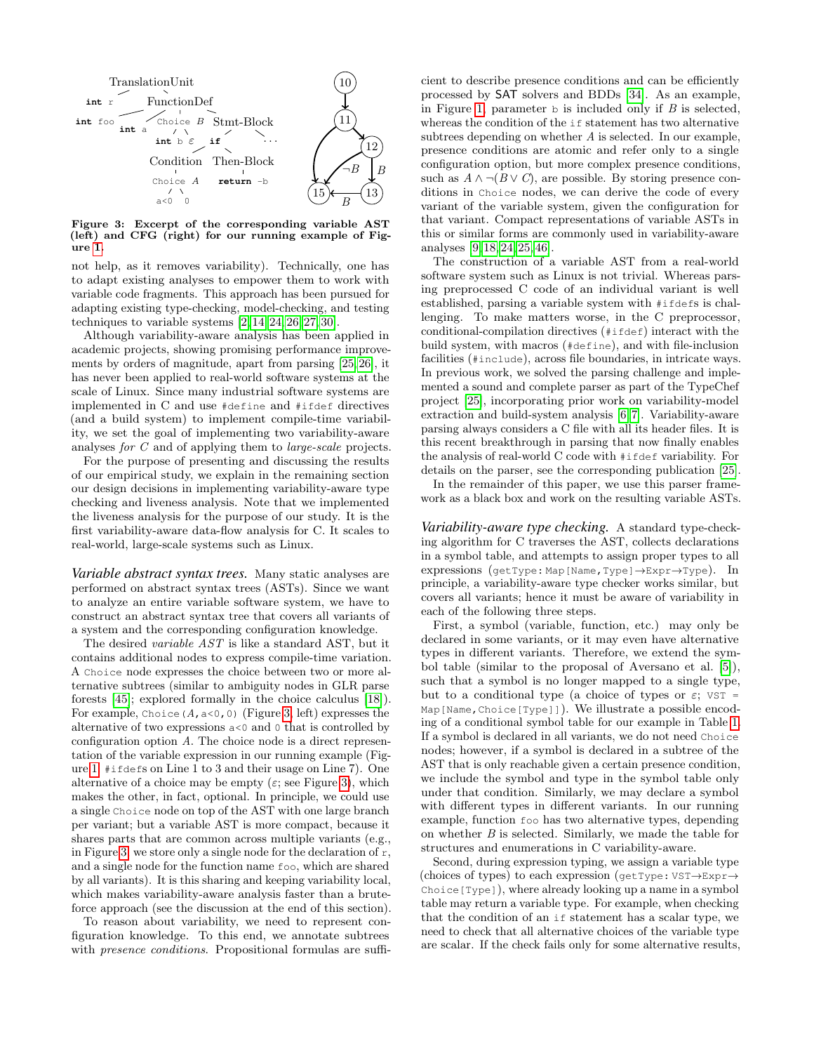TranslationUnit

int r

FunctionDef

int foo

int a

Choice B

Stmt-Block

int b ε

if

...

Condition

Then-Block

Choice A

return -b

a<0 0

10

11

12

15

13

¬B

B

B

**Figure 3: Excerpt of the corresponding variable AST (left) and CFG (right) for our running example of Figure 1.**

not help, as it removes variability). Technically, one has to adapt existing analyses to empower them to work with variable code fragments. This approach has been pursued for adapting existing type-checking, model-checking, and testing techniques to variable systems [2,14,24,26,27,30].

Although variability-aware analysis has been applied in academic projects, showing promising performance improvements by orders of magnitude, apart from parsing [25,26], it has never been applied to real-world software systems at the scale of Linux. Since many industrial software systems are implemented in C and use `#define` and `#ifdef` directives (and a build system) to implement compile-time variability, we set the goal of implementing two variability-aware analyses *for C* and of applying them to *large-scale* projects.

For the purpose of presenting and discussing the results of our empirical study, we explain in the remaining section our design decisions in implementing variability-aware type checking and liveness analysis. Note that we implemented the liveness analysis for the purpose of our study. It is the first variability-aware data-flow analysis for C. It scales to real-world, large-scale systems such as Linux.

*Variable abstract syntax trees.* Many static analyses are performed on abstract syntax trees (ASTs). Since we want to analyze an entire variable software system, we have to construct an abstract syntax tree that covers all variants of a system and the corresponding configuration knowledge.

The desired *variable AST* is like a standard AST, but it contains additional nodes to express compile-time variation. A `Choice` node expresses the choice between two or more alternative subtrees (similar to ambiguity nodes in GLR parse forests [45]; explored formally in the choice calculus [18]). For example, `Choice(A,a<0,0)` (Figure 3, left) expresses the alternative of two expressions `a<0` and `0` that is controlled by configuration option $A$. The choice node is a direct representation of the variable expression in our running example (Figure 1, `#ifdef`s on Line 1 to 3 and their usage on Line 7). One alternative of a choice may be empty ($\varepsilon$; see Figure 3), which makes the other, in fact, optional. In principle, we could use a single `Choice` node on top of the AST with one large branch per variant; but a variable AST is more compact, because it shares parts that are common across multiple variants (e.g., in Figure 3, we store only a single node for the declaration of `r`, and a single node for the function name `foo`, which are shared by all variants). It is this sharing and keeping variability local, which makes variability-aware analysis faster than a brute-force approach (see the discussion at the end of this section).

To reason about variability, we need to represent configuration knowledge. To this end, we annotate subtrees with *presence conditions*. Propositional formulas are sufficient to describe presence conditions and can be efficiently processed by SAT solvers and BDDs [34]. As an example, in Figure 1, parameter `b` is included only if $B$ is selected, whereas the condition of the `if` statement has two alternative subtrees depending on whether $A$ is selected. In our example, presence conditions are atomic and refer only to a single configuration option, but more complex presence conditions, such as $A \wedge \neg(B \vee C)$, are possible. By storing presence conditions in `Choice` nodes, we can derive the code of every variant of the variable system, given the configuration for that variant. Compact representations of variable ASTs in this or similar forms are commonly used in variability-aware analyses [9,18,24,25,46].

The construction of a variable AST from a real-world software system such as Linux is not trivial. Whereas parsing preprocessed C code of an individual variant is well established, parsing a variable system with `#ifdef`s is challenging. To make matters worse, in the C preprocessor, conditional-compilation directives (`#ifdef`) interact with the build system, with macros (`#define`), and with file-inclusion facilities (`#include`), across file boundaries, in intricate ways. In previous work, we solved the parsing challenge and implemented a sound and complete parser as part of the TypeChef project [25], incorporating prior work on variability-model extraction and build-system analysis [6,7]. Variability-aware parsing always considers a C file with all its header files. It is this recent breakthrough in parsing that now finally enables the analysis of real-world C code with `#ifdef` variability. For details on the parser, see the corresponding publication [25].

In the remainder of this paper, we use this parser framework as a black box and work on the resulting variable ASTs.

*Variability-aware type checking.* A standard type-checking algorithm for C traverses the AST, collects declarations in a symbol table, and attempts to assign proper types to all expressions (`getType: Map[Name,Type]→Expr→Type`). In principle, a variability-aware type checker works similar, but covers all variants; hence it must be aware of variability in each of the following three steps.

First, a symbol (variable, function, etc.) may only be declared in some variants, or it may even have alternative types in different variants. Therefore, we extend the symbol table (similar to the proposal of Aversano et al. [5]), such that a symbol is no longer mapped to a single type, but to a conditional type (a choice of types or $\varepsilon$; `VST = Map[Name,Choice[Type]]`). We illustrate a possible encoding of a conditional symbol table for our example in Table 1. If a symbol is declared in all variants, we do not need `Choice` nodes; however, if a symbol is declared in a subtree of the AST that is only reachable given a certain presence condition, we include the symbol and type in the symbol table only under that condition. Similarly, we may declare a symbol with different types in different variants. In our running example, function `foo` has two alternative types, depending on whether $B$ is selected. Similarly, we made the table for structures and enumerations in C variability-aware.

Second, during expression typing, we assign a variable type (choices of types) to each expression (`getType: VST→Expr→Choice[Type]`), where already looking up a name in a symbol table may return a variable type. For example, when checking that the condition of an `if` statement has a scalar type, we need to check that all alternative choices of the variable type are scalar. If the check fails only for some alternative results,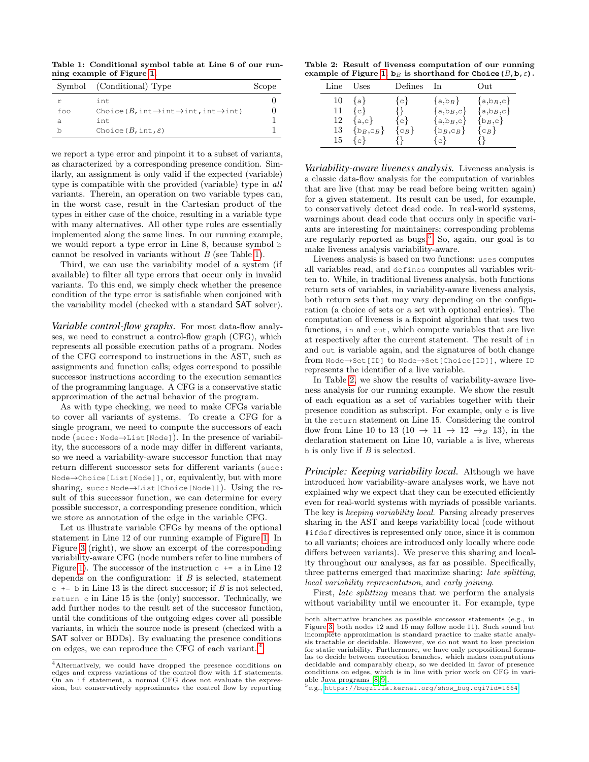**Table 1: Conditional symbol table at Line 6 of our running example of Figure 1.**

| Symbol | (Conditional) Type | Scope |
|---|---|---|
| r | int | 0 |
| foo | Choice($B$,int→int→int,int→int) | 0 |
| a | int | 1 |
| b | Choice($B$,int,$\varepsilon$) | 1 |

we report a type error and pinpoint it to a subset of variants, as characterized by a corresponding presence condition. Similarly, an assignment is only valid if the expected (variable) type is compatible with the provided (variable) type in *all* variants. Therein, an operation on two variable types can, in the worst case, result in the Cartesian product of the types in either case of the choice, resulting in a variable type with many alternatives. All other type rules are essentially implemented along the same lines. In our running example, we would report a type error in Line 8, because symbol b cannot be resolved in variants without $B$ (see Table 1).

Third, we can use the variability model of a system (if available) to filter all type errors that occur only in invalid variants. To this end, we simply check whether the presence condition of the type error is satisfiable when conjoined with the variability model (checked with a standard SAT solver).

*Variable control-flow graphs.* For most data-flow analyses, we need to construct a control-flow graph (CFG), which represents all possible execution paths of a program. Nodes of the CFG correspond to instructions in the AST, such as assignments and function calls; edges correspond to possible successor instructions according to the execution semantics of the programming language. A CFG is a conservative static approximation of the actual behavior of the program.

As with type checking, we need to make CFGs variable to cover all variants of systems. To create a CFG for a single program, we need to compute the successors of each node (succ: Node→List[Node]). In the presence of variability, the successors of a node may differ in different variants, so we need a variability-aware successor function that may return different successor sets for different variants (succ: Node→Choice[List[Node]], or, equivalently, but with more sharing, succ: Node→List[Choice[Node]]). Using the result of this successor function, we can determine for every possible successor, a corresponding presence condition, which we store as annotation of the edge in the variable CFG.

Let us illustrate variable CFGs by means of the optional statement in Line 12 of our running example of Figure 1. In Figure 3 (right), we show an excerpt of the corresponding variability-aware CFG (node numbers refer to line numbers of Figure 1). The successor of the instruction c += a in Line 12 depends on the configuration: if $B$ is selected, statement c += b in Line 13 is the direct successor; if $B$ is not selected, return c in Line 15 is the (only) successor. Technically, we add further nodes to the result set of the successor function, until the conditions of the outgoing edges cover all possible variants, in which the source node is present (checked with a SAT solver or BDDs). By evaluating the presence conditions on edges, we can reproduce the CFG of each variant.[4]

**Table 2: Result of liveness computation of our running example of Figure 1. b$_B$ is shorthand for Choice($B$,b,$\varepsilon$).**

| Line | Uses | Defines | In | Out |
|---|---|---|---|---|
| 10 | {a} | {c} | {a,b$_B$} | {a,b$_B$,c} |
| 11 | {c} | {} | {a,b$_B$,c} | {a,b$_B$,c} |
| 12 | {a,c} | {c} | {a,b$_B$,c} | {b$_B$,c} |
| 13 | {b$_B$,c$_B$} | {c$_B$} | {b$_B$,c$_B$} | {c$_B$} |
| 15 | {c} | {} | {c} | {} |

*Variability-aware liveness analysis.* Liveness analysis is a classic data-flow analysis for the computation of variables that are live (that may be read before being written again) for a given statement. Its result can be used, for example, to conservatively detect dead code. In real-world systems, warnings about dead code that occurs only in specific variants are interesting for maintainers; corresponding problems are regularly reported as bugs.[5] So, again, our goal is to make liveness analysis variability-aware.

Liveness analysis is based on two functions: uses computes all variables read, and defines computes all variables written to. While, in traditional liveness analysis, both functions return sets of variables, in variability-aware liveness analysis, both return sets that may vary depending on the configuration (a choice of sets or a set with optional entries). The computation of liveness is a fixpoint algorithm that uses two functions, in and out, which compute variables that are live at respectively after the current statement. The result of in and out is variable again, and the signatures of both change from Node→Set[ID] to Node→Set[Choice[ID]], where ID represents the identifier of a live variable.

In Table 2, we show the results of variability-aware liveness analysis for our running example. We show the result of each equation as a set of variables together with their presence condition as subscript. For example, only c is live in the return statement on Line 15. Considering the control flow from Line 10 to 13 (10 → 11 → 12 →$_B$ 13), in the declaration statement on Line 10, variable a is live, whereas b is only live if $B$ is selected.

*Principle: Keeping variability local.* Although we have introduced how variability-aware analyses work, we have not explained why we expect that they can be executed efficiently even for real-world systems with myriads of possible variants. The key is *keeping variability local*. Parsing already preserves sharing in the AST and keeps variability local (code without #ifdef directives is represented only once, since it is common to all variants; choices are introduced only locally where code differs between variants). We preserve this sharing and locality throughout our analyses, as far as possible. Specifically, three patterns emerged that maximize sharing: *late splitting*, *local variability representation*, and *early joining*.

First, *late splitting* means that we perform the analysis without variability until we encounter it. For example, type

[4]Alternatively, we could have dropped the presence conditions on edges and express variations of the control flow with if statements. On an if statement, a normal CFG does not evaluate the expression, but conservatively approximates the control flow by reporting both alternative branches as possible successor statements (e.g., in Figure 3, both nodes 12 and 15 may follow node 11). Such sound but incomplete approximation is standard practice to make static analysis tractable or decidable. However, we do not want to lose precision for static variability. Furthermore, we have only propositional formulas to decide between execution branches, which makes computations decidable and comparably cheap, so we decided in favor of presence conditions on edges, which is in line with prior work on CFG in variable Java programs [8, 9].

[5]e.g., https://bugzilla.kernel.org/show_bug.cgi?id=1664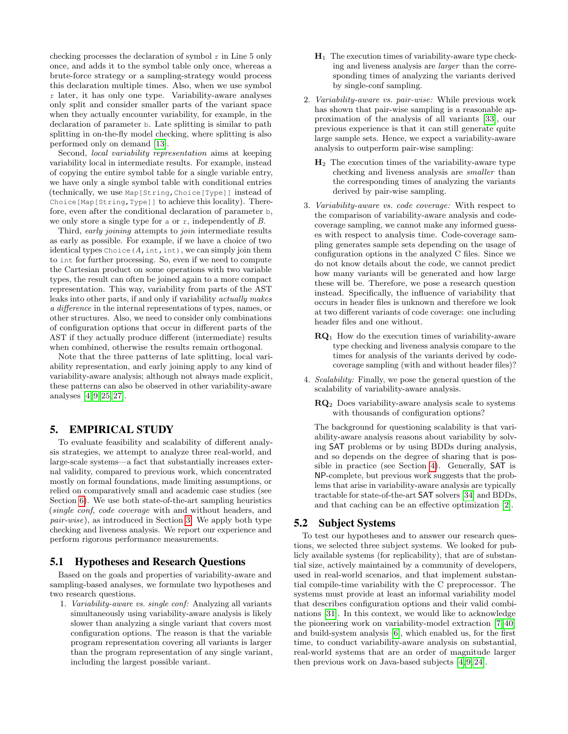checking processes the declaration of symbol `r` in Line 5 only once, and adds it to the symbol table only once, whereas a brute-force strategy or a sampling-strategy would process this declaration multiple times. Also, when we use symbol `r` later, it has only one type. Variability-aware analyses only split and consider smaller parts of the variant space when they actually encounter variability, for example, in the declaration of parameter `b`. Late splitting is similar to path splitting in on-the-fly model checking, where splitting is also performed only on demand [13].

Second, *local variability representation* aims at keeping variability local in intermediate results. For example, instead of copying the entire symbol table for a single variable entry, we have only a single symbol table with conditional entries (technically, we use `Map[String,Choice[Type]]` instead of `Choice[Map[String,Type]]` to achieve this locality). Therefore, even after the conditional declaration of parameter `b`, we only store a single type for `a` or `r`, independently of $B$.

Third, *early joining* attempts to *join* intermediate results as early as possible. For example, if we have a choice of two identical types `Choice(`$A$`,int,int)`, we can simply join them to `int` for further processing. So, even if we need to compute the Cartesian product on some operations with two variable types, the result can often be joined again to a more compact representation. This way, variability from parts of the AST leaks into other parts, if and only if variability *actually makes a difference* in the internal representations of types, names, or other structures. Also, we need to consider only combinations of configuration options that occur in different parts of the AST if they actually produce different (intermediate) results when combined, otherwise the results remain orthogonal.

Note that the three patterns of late splitting, local variability representation, and early joining apply to any kind of variability-aware analysis; although not always made explicit, these patterns can also be observed in other variability-aware analyses [4,9,25,27].

## 5. EMPIRICAL STUDY

To evaluate feasibility and scalability of different analysis strategies, we attempt to analyze three real-world, and large-scale systems—a fact that substantially increases external validity, compared to previous work, which concentrated mostly on formal foundations, made limiting assumptions, or relied on comparatively small and academic case studies (see Section 6). We use both state-of-the-art sampling heuristics (*single conf*, *code coverage* with and without headers, and *pair-wise*), as introduced in Section 3. We apply both type checking and liveness analysis. We report our experience and perform rigorous performance measurements.

### 5.1 Hypotheses and Research Questions

Based on the goals and properties of variability-aware and sampling-based analyses, we formulate two hypotheses and two research questions.

1. *Variability-aware vs. single conf:* Analyzing all variants simultaneously using variability-aware analysis is likely slower than analyzing a single variant that covers most configuration options. The reason is that the variable program representation covering all variants is larger than the program representation of any single variant, including the largest possible variant.

   **H**$_1$ The execution times of variability-aware type checking and liveness analysis are *larger* than the corresponding times of analyzing the variants derived by single-conf sampling.

2. *Variability-aware vs. pair-wise:* While previous work has shown that pair-wise sampling is a reasonable approximation of the analysis of all variants [33], our previous experience is that it can still generate quite large sample sets. Hence, we expect a variability-aware analysis to outperform pair-wise sampling:

   **H**$_2$ The execution times of the variability-aware type checking and liveness analysis are *smaller* than the corresponding times of analyzing the variants derived by pair-wise sampling.

3. *Variability-aware vs. code coverage:* With respect to the comparison of variability-aware analysis and code-coverage sampling, we cannot make any informed guesses with respect to analysis time. Code-coverage sampling generates sample sets depending on the usage of configuration options in the analyzed C files. Since we do not know details about the code, we cannot predict how many variants will be generated and how large these will be. Therefore, we pose a research question instead. Specifically, the influence of variability that occurs in header files is unknown and therefore we look at two different variants of code coverage: one including header files and one without.

   **RQ**$_1$ How do the execution times of variability-aware type checking and liveness analysis compare to the times for analysis of the variants derived by code-coverage sampling (with and without header files)?

4. *Scalability:* Finally, we pose the general question of the scalability of variability-aware analysis.

   **RQ**$_2$ Does variability-aware analysis scale to systems with thousands of configuration options?

   The background for questioning scalability is that variability-aware analysis reasons about variability by solving SAT problems or by using BDDs during analysis, and so depends on the degree of sharing that is possible in practice (see Section 4). Generally, SAT is NP-complete, but previous work suggests that the problems that arise in variability-aware analysis are typically tractable for state-of-the-art SAT solvers [34] and BDDs, and that caching can be an effective optimization [2].

### 5.2 Subject Systems

To test our hypotheses and to answer our research questions, we selected three subject systems. We looked for publicly available systems (for replicability), that are of substantial size, actively maintained by a community of developers, used in real-world scenarios, and that implement substantial compile-time variability with the C preprocessor. The systems must provide at least an informal variability model that describes configuration options and their valid combinations [31]. In this context, we would like to acknowledge the pioneering work on variability-model extraction [7,40] and build-system analysis [6], which enabled us, for the first time, to conduct variability-aware analysis on substantial, real-world systems that are an order of magnitude larger then previous work on Java-based subjects [4,9,24].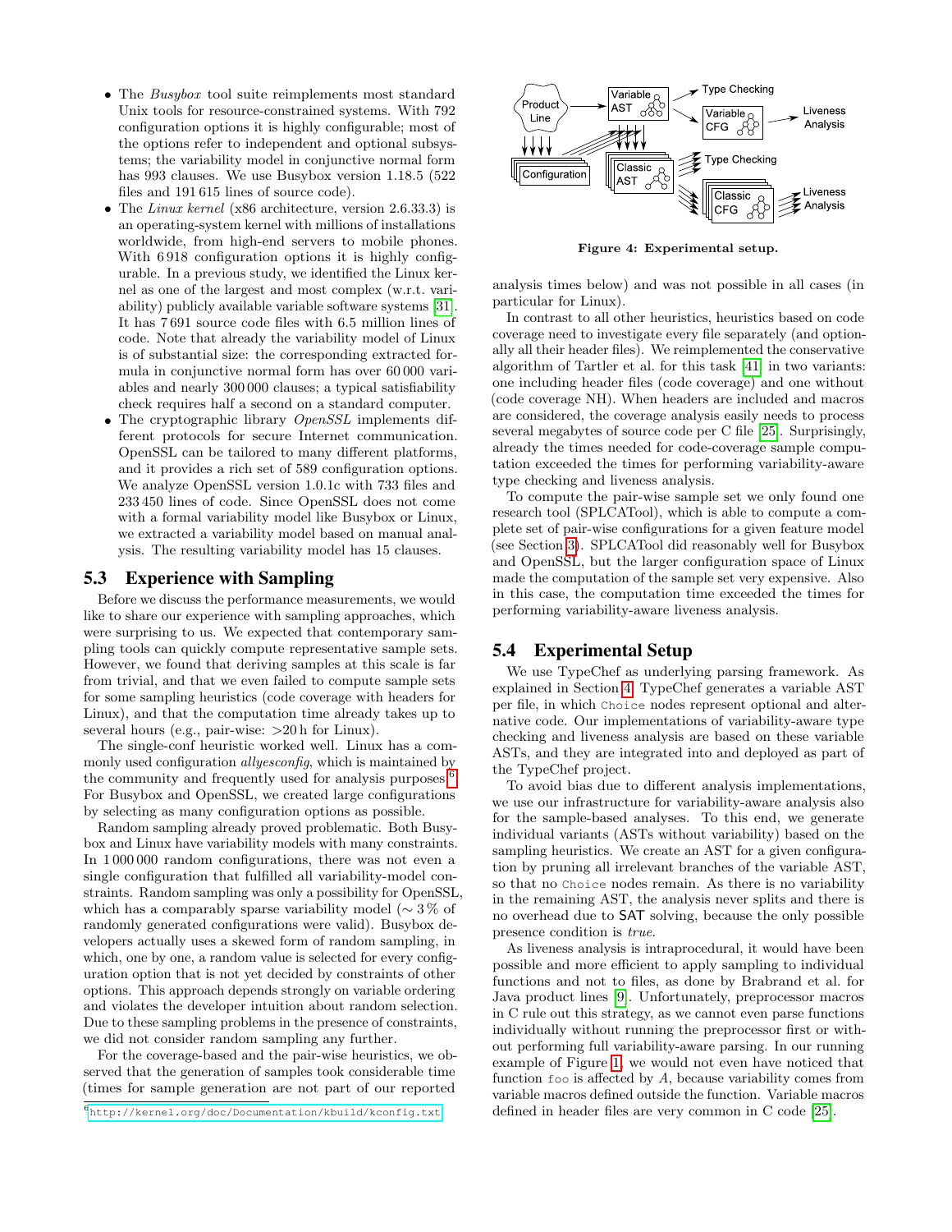- The *Busybox* tool suite reimplements most standard Unix tools for resource-constrained systems. With 792 configuration options it is highly configurable; most of the options refer to independent and optional subsystems; the variability model in conjunctive normal form has 993 clauses. We use Busybox version 1.18.5 (522 files and 191 615 lines of source code).
- The *Linux kernel* (x86 architecture, version 2.6.33.3) is an operating-system kernel with millions of installations worldwide, from high-end servers to mobile phones. With 6 918 configuration options it is highly configurable. In a previous study, we identified the Linux kernel as one of the largest and most complex (w.r.t. variability) publicly available variable software systems [31]. It has 7 691 source code files with 6.5 million lines of code. Note that already the variability model of Linux is of substantial size: the corresponding extracted formula in conjunctive normal form has over 60 000 variables and nearly 300 000 clauses; a typical satisfiability check requires half a second on a standard computer.
- The cryptographic library *OpenSSL* implements different protocols for secure Internet communication. OpenSSL can be tailored to many different platforms, and it provides a rich set of 589 configuration options. We analyze OpenSSL version 1.0.1c with 733 files and 233 450 lines of code. Since OpenSSL does not come with a formal variability model like Busybox or Linux, we extracted a variability model based on manual analysis. The resulting variability model has 15 clauses.

## 5.3 Experience with Sampling

Before we discuss the performance measurements, we would like to share our experience with sampling approaches, which were surprising to us. We expected that contemporary sampling tools can quickly compute representative sample sets. However, we found that deriving samples at this scale is far from trivial, and that we even failed to compute sample sets for some sampling heuristics (code coverage with headers for Linux), and that the computation time already takes up to several hours (e.g., pair-wise: >20 h for Linux).

The single-conf heuristic worked well. Linux has a commonly used configuration *allyesconfig*, which is maintained by the community and frequently used for analysis purposes.[6] For Busybox and OpenSSL, we created large configurations by selecting as many configuration options as possible.

Random sampling already proved problematic. Both Busybox and Linux have variability models with many constraints. In 1 000 000 random configurations, there was not even a single configuration that fulfilled all variability-model constraints. Random sampling was only a possibility for OpenSSL, which has a comparably sparse variability model ($\sim 3\,\%$ of randomly generated configurations were valid). Busybox developers actually uses a skewed form of random sampling, in which, one by one, a random value is selected for every configuration option that is not yet decided by constraints of other options. This approach depends strongly on variable ordering and violates the developer intuition about random selection. Due to these sampling problems in the presence of constraints, we did not consider random sampling any further.

For the coverage-based and the pair-wise heuristics, we observed that the generation of samples took considerable time (times for sample generation are not part of our reported analysis times below) and was not possible in all cases (in particular for Linux).

[6] http://kernel.org/doc/Documentation/kbuild/kconfig.txt

Product Line
Variable AST
Type Checking
Variable CFG
Liveness Analysis
Configuration
Classic AST
Type Checking
Classic CFG
Liveness Analysis

**Figure 4: Experimental setup.**

In contrast to all other heuristics, heuristics based on code coverage need to investigate every file separately (and optionally all their header files). We reimplemented the conservative algorithm of Tartler et al. for this task [41] in two variants: one including header files (code coverage) and one without (code coverage NH). When headers are included and macros are considered, the coverage analysis easily needs to process several megabytes of source code per C file [25]. Surprisingly, already the times needed for code-coverage sample computation exceeded the times for performing variability-aware type checking and liveness analysis.

To compute the pair-wise sample set we only found one research tool (SPLCATool), which is able to compute a complete set of pair-wise configurations for a given feature model (see Section 3). SPLCATool did reasonably well for Busybox and OpenSSL, but the larger configuration space of Linux made the computation of the sample set very expensive. Also in this case, the computation time exceeded the times for performing variability-aware liveness analysis.

## 5.4 Experimental Setup

We use TypeChef as underlying parsing framework. As explained in Section 4, TypeChef generates a variable AST per file, in which `Choice` nodes represent optional and alternative code. Our implementations of variability-aware type checking and liveness analysis are based on these variable ASTs, and they are integrated into and deployed as part of the TypeChef project.

To avoid bias due to different analysis implementations, we use our infrastructure for variability-aware analysis also for the sample-based analyses. To this end, we generate individual variants (ASTs without variability) based on the sampling heuristics. We create an AST for a given configuration by pruning all irrelevant branches of the variable AST, so that no `Choice` nodes remain. As there is no variability in the remaining AST, the analysis never splits and there is no overhead due to SAT solving, because the only possible presence condition is *true*.

As liveness analysis is intraprocedural, it would have been possible and more efficient to apply sampling to individual functions and not to files, as done by Brabrand et al. for Java product lines [9]. Unfortunately, preprocessor macros in C rule out this strategy, as we cannot even parse functions individually without running the preprocessor first or without performing full variability-aware parsing. In our running example of Figure 1, we would not even have noticed that function `foo` is affected by $A$, because variability comes from variable macros defined outside the function. Variable macros defined in header files are very common in C code [25].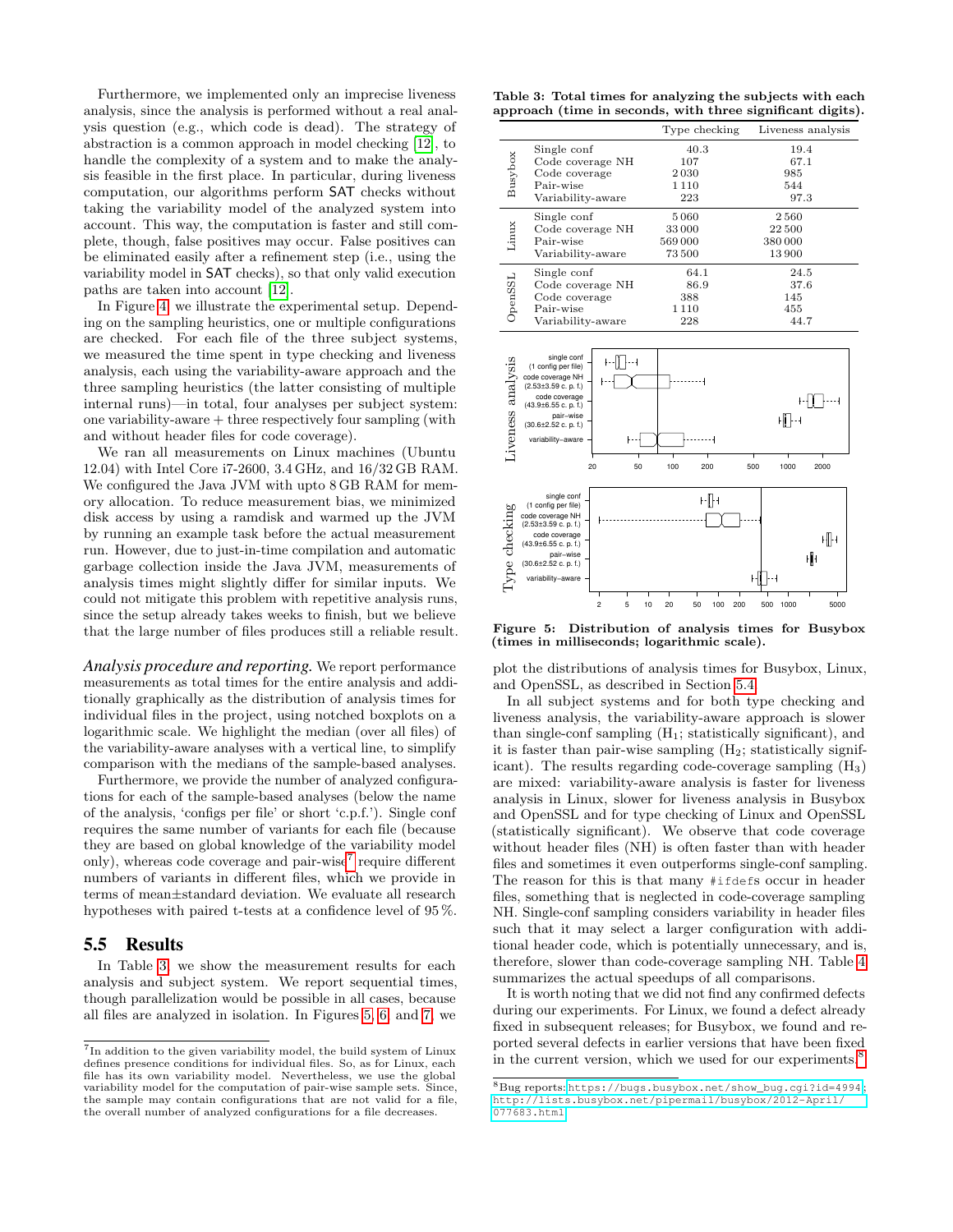Furthermore, we implemented only an imprecise liveness analysis, since the analysis is performed without a real analysis question (e.g., which code is dead). The strategy of abstraction is a common approach in model checking [12], to handle the complexity of a system and to make the analysis feasible in the first place. In particular, during liveness computation, our algorithms perform SAT checks without taking the variability model of the analyzed system into account. This way, the computation is faster and still complete, though, false positives may occur. False positives can be eliminated easily after a refinement step (i.e., using the variability model in SAT checks), so that only valid execution paths are taken into account [12].

In Figure 4, we illustrate the experimental setup. Depending on the sampling heuristics, one or multiple configurations are checked. For each file of the three subject systems, we measured the time spent in type checking and liveness analysis, each using the variability-aware approach and the three sampling heuristics (the latter consisting of multiple internal runs)—in total, four analyses per subject system: one variability-aware + three respectively four sampling (with and without header files for code coverage).

We ran all measurements on Linux machines (Ubuntu 12.04) with Intel Core i7-2600, 3.4 GHz, and 16/32 GB RAM. We configured the Java JVM with upto 8 GB RAM for memory allocation. To reduce measurement bias, we minimized disk access by using a ramdisk and warmed up the JVM by running an example task before the actual measurement run. However, due to just-in-time compilation and automatic garbage collection inside the Java JVM, measurements of analysis times might slightly differ for similar inputs. We could not mitigate this problem with repetitive analysis runs, since the setup already takes weeks to finish, but we believe that the large number of files produces still a reliable result.

*Analysis procedure and reporting.* We report performance measurements as total times for the entire analysis and additionally graphically as the distribution of analysis times for individual files in the project, using notched boxplots on a logarithmic scale. We highlight the median (over all files) of the variability-aware analyses with a vertical line, to simplify comparison with the medians of the sample-based analyses.

Furthermore, we provide the number of analyzed configurations for each of the sample-based analyses (below the name of the analysis, 'configs per file' or short 'c.p.f.'). Single conf requires the same number of variants for each file (because they are based on global knowledge of the variability model only), whereas code coverage and pair-wise[7] require different numbers of variants in different files, which we provide in terms of mean±standard deviation. We evaluate all research hypotheses with paired t-tests at a confidence level of 95 %.

## 5.5 Results

In Table 3, we show the measurement results for each analysis and subject system. We report sequential times, though parallelization would be possible in all cases, because all files are analyzed in isolation. In Figures 5, 6, and 7, we plot the distributions of analysis times for Busybox, Linux, and OpenSSL, as described in Section 5.4.

**Table 3: Total times for analyzing the subjects with each approach (time in seconds, with three significant digits).**

| | | Type checking | Liveness analysis |
|---|---|---|---|
| Busybox | Single conf | 40.3 | 19.4 |
| | Code coverage NH | 107 | 67.1 |
| | Code coverage | 2 030 | 985 |
| | Pair-wise | 1 110 | 544 |
| | Variability-aware | 223 | 97.3 |
| Linux | Single conf | 5 060 | 2 560 |
| | Code coverage NH | 33 000 | 22 500 |
| | Pair-wise | 569 000 | 380 000 |
| | Variability-aware | 73 500 | 13 900 |
| OpenSSL | Single conf | 64.1 | 24.5 |
| | Code coverage NH | 86.9 | 37.6 |
| | Code coverage | 388 | 145 |
| | Pair-wise | 1 110 | 455 |
| | Variability-aware | 228 | 44.7 |

**Figure 5: Distribution of analysis times for Busybox (times in milliseconds; logarithmic scale).**

In all subject systems and for both type checking and liveness analysis, the variability-aware approach is slower than single-conf sampling ($H_1$; statistically significant), and it is faster than pair-wise sampling ($H_2$; statistically significant). The results regarding code-coverage sampling ($H_3$) are mixed: variability-aware analysis is faster for liveness analysis in Linux, slower for liveness analysis in Busybox and OpenSSL and for type checking of Linux and OpenSSL (statistically significant). We observe that code coverage without header files (NH) is often faster than with header files and sometimes it even outperforms single-conf sampling. The reason for this is that many `#ifdef`s occur in header files, something that is neglected in code-coverage sampling NH. Single-conf sampling considers variability in header files such that it may select a larger configuration with additional header code, which is potentially unnecessary, and is, therefore, slower than code-coverage sampling NH. Table 4 summarizes the actual speedups of all comparisons.

It is worth noting that we did not find any confirmed defects during our experiments. For Linux, we found a defect already fixed in subsequent releases; for Busybox, we found and reported several defects in earlier versions that have been fixed in the current version, which we used for our experiments.[8]

[7] In addition to the given variability model, the build system of Linux defines presence conditions for individual files. So, as for Linux, each file has its own variability model. Nevertheless, we use the global variability model for the computation of pair-wise sample sets. Since, the sample may contain configurations that are not valid for a file, the overall number of analyzed configurations for a file decreases.

[8] Bug reports: https://bugs.busybox.net/show_bug.cgi?id=4994; http://lists.busybox.net/pipermail/busybox/2012-April/077683.html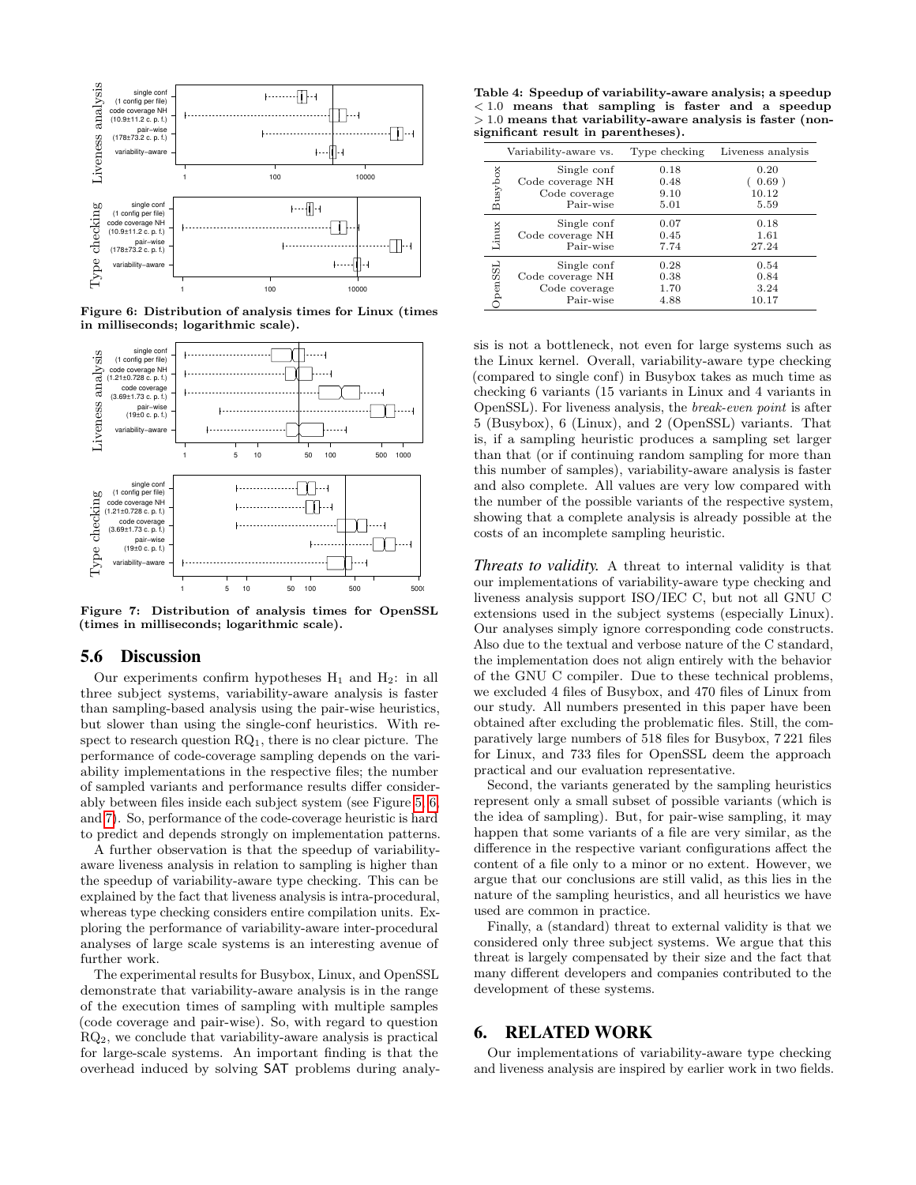Figure 6: Distribution of analysis times for Linux (times in milliseconds; logarithmic scale).

Figure 7: Distribution of analysis times for OpenSSL (times in milliseconds; logarithmic scale).

## 5.6 Discussion

Our experiments confirm hypotheses $H_1$ and $H_2$: in all three subject systems, variability-aware analysis is faster than sampling-based analysis using the pair-wise heuristics, but slower than using the single-conf heuristics. With respect to research question $RQ_1$, there is no clear picture. The performance of code-coverage sampling depends on the variability implementations in the respective files; the number of sampled variants and performance results differ considerably between files inside each subject system (see Figure 5, 6, and 7). So, performance of the code-coverage heuristic is hard to predict and depends strongly on implementation patterns.

A further observation is that the speedup of variability-aware liveness analysis in relation to sampling is higher than the speedup of variability-aware type checking. This can be explained by the fact that liveness analysis is intra-procedural, whereas type checking considers entire compilation units. Exploring the performance of variability-aware inter-procedural analyses of large scale systems is an interesting avenue of further work.

The experimental results for Busybox, Linux, and OpenSSL demonstrate that variability-aware analysis is in the range of the execution times of sampling with multiple samples (code coverage and pair-wise). So, with regard to question $RQ_2$, we conclude that variability-aware analysis is practical for large-scale systems. An important finding is that the overhead induced by solving SAT problems during analysis is not a bottleneck, not even for large systems such as the Linux kernel. Overall, variability-aware type checking (compared to single conf) in Busybox takes as much time as checking 6 variants (15 variants in Linux and 4 variants in OpenSSL). For liveness analysis, the *break-even point* is after 5 (Busybox), 6 (Linux), and 2 (OpenSSL) variants. That is, if a sampling heuristic produces a sampling set larger than that (or if continuing random sampling for more than this number of samples), variability-aware analysis is faster and also complete. All values are very low compared with the number of the possible variants of the respective system, showing that a complete analysis is already possible at the costs of an incomplete sampling heuristic.

**Table 4: Speedup of variability-aware analysis; a speedup $< 1.0$ means that sampling is faster and a speedup $> 1.0$ means that variability-aware analysis is faster (non-significant result in parentheses).**

| | Variability-aware vs. | Type checking | Liveness analysis |
|---|---|---|---|
| Busybox | Single conf | 0.18 | 0.20 |
| | Code coverage NH | 0.48 | ( 0.69 ) |
| | Code coverage | 9.10 | 10.12 |
| | Pair-wise | 5.01 | 5.59 |
| Linux | Single conf | 0.07 | 0.18 |
| | Code coverage NH | 0.45 | 1.61 |
| | Pair-wise | 7.74 | 27.24 |
| OpenSSL | Single conf | 0.28 | 0.54 |
| | Code coverage NH | 0.38 | 0.84 |
| | Code coverage | 1.70 | 3.24 |
| | Pair-wise | 4.88 | 10.17 |

*Threats to validity.* A threat to internal validity is that our implementations of variability-aware type checking and liveness analysis support ISO/IEC C, but not all GNU C extensions used in the subject systems (especially Linux). Our analyses simply ignore corresponding code constructs. Also due to the textual and verbose nature of the C standard, the implementation does not align entirely with the behavior of the GNU C compiler. Due to these technical problems, we excluded 4 files of Busybox, and 470 files of Linux from our study. All numbers presented in this paper have been obtained after excluding the problematic files. Still, the comparatively large numbers of 518 files for Busybox, 7 221 files for Linux, and 733 files for OpenSSL deem the approach practical and our evaluation representative.

Second, the variants generated by the sampling heuristics represent only a small subset of possible variants (which is the idea of sampling). But, for pair-wise sampling, it may happen that some variants of a file are very similar, as the difference in the respective variant configurations affect the content of a file only to a minor or no extent. However, we argue that our conclusions are still valid, as this lies in the nature of the sampling heuristics, and all heuristics we have used are common in practice.

Finally, a (standard) threat to external validity is that we considered only three subject systems. We argue that this threat is largely compensated by their size and the fact that many different developers and companies contributed to the development of these systems.

# 6. RELATED WORK

Our implementations of variability-aware type checking and liveness analysis are inspired by earlier work in two fields.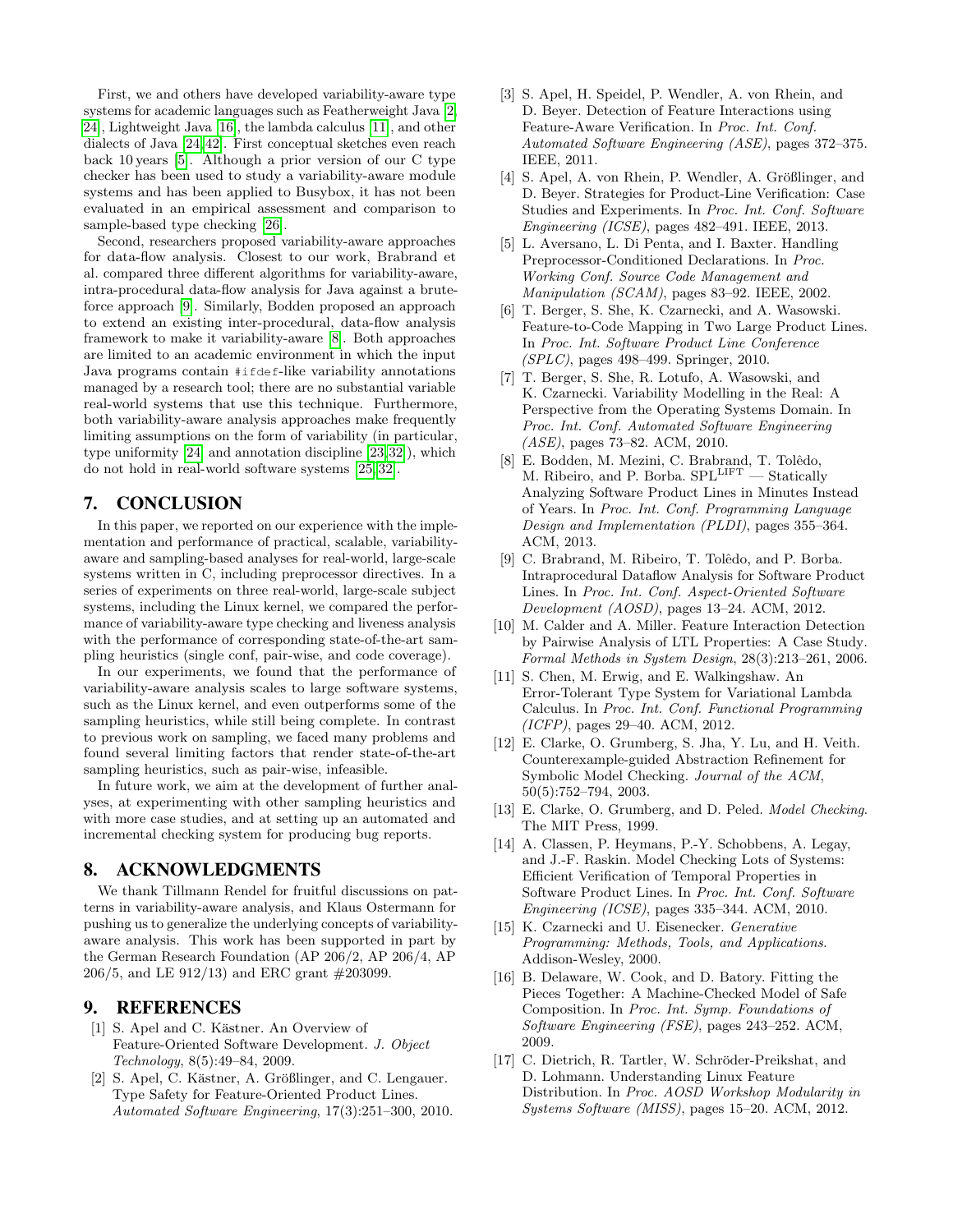First, we and others have developed variability-aware type systems for academic languages such as Featherweight Java [2, 24], Lightweight Java [16], the lambda calculus [11], and other dialects of Java [24,42]. First conceptual sketches even reach back 10 years [5]. Although a prior version of our C type checker has been used to study a variability-aware module systems and has been applied to Busybox, it has not been evaluated in an empirical assessment and comparison to sample-based type checking [26].

Second, researchers proposed variability-aware approaches for data-flow analysis. Closest to our work, Brabrand et al. compared three different algorithms for variability-aware, intra-procedural data-flow analysis for Java against a brute-force approach [9]. Similarly, Bodden proposed an approach to extend an existing inter-procedural, data-flow analysis framework to make it variability-aware [8]. Both approaches are limited to an academic environment in which the input Java programs contain `#ifdef`-like variability annotations managed by a research tool; there are no substantial variable real-world systems that use this technique. Furthermore, both variability-aware analysis approaches make frequently limiting assumptions on the form of variability (in particular, type uniformity [24] and annotation discipline [23,32]), which do not hold in real-world software systems [25,32].

## 7. CONCLUSION

In this paper, we reported on our experience with the implementation and performance of practical, scalable, variability-aware and sampling-based analyses for real-world, large-scale systems written in C, including preprocessor directives. In a series of experiments on three real-world, large-scale subject systems, including the Linux kernel, we compared the performance of variability-aware type checking and liveness analysis with the performance of corresponding state-of-the-art sampling heuristics (single conf, pair-wise, and code coverage).

In our experiments, we found that the performance of variability-aware analysis scales to large software systems, such as the Linux kernel, and even outperforms some of the sampling heuristics, while still being complete. In contrast to previous work on sampling, we faced many problems and found several limiting factors that render state-of-the-art sampling heuristics, such as pair-wise, infeasible.

In future work, we aim at the development of further analyses, at experimenting with other sampling heuristics and with more case studies, and at setting up an automated and incremental checking system for producing bug reports.

## 8. ACKNOWLEDGMENTS

We thank Tillmann Rendel for fruitful discussions on patterns in variability-aware analysis, and Klaus Ostermann for pushing us to generalize the underlying concepts of variability-aware analysis. This work has been supported in part by the German Research Foundation (AP 206/2, AP 206/4, AP 206/5, and LE 912/13) and ERC grant #203099.

## 9. REFERENCES

[1] S. Apel and C. Kästner. An Overview of Feature-Oriented Software Development. *J. Object Technology*, 8(5):49–84, 2009.

[2] S. Apel, C. Kästner, A. Größlinger, and C. Lengauer. Type Safety for Feature-Oriented Product Lines. *Automated Software Engineering*, 17(3):251–300, 2010.

[3] S. Apel, H. Speidel, P. Wendler, A. von Rhein, and D. Beyer. Detection of Feature Interactions using Feature-Aware Verification. In *Proc. Int. Conf. Automated Software Engineering (ASE)*, pages 372–375. IEEE, 2011.

[4] S. Apel, A. von Rhein, P. Wendler, A. Größlinger, and D. Beyer. Strategies for Product-Line Verification: Case Studies and Experiments. In *Proc. Int. Conf. Software Engineering (ICSE)*, pages 482–491. IEEE, 2013.

[5] L. Aversano, L. Di Penta, and I. Baxter. Handling Preprocessor-Conditioned Declarations. In *Proc. Working Conf. Source Code Management and Manipulation (SCAM)*, pages 83–92. IEEE, 2002.

[6] T. Berger, S. She, K. Czarnecki, and A. Wasowski. Feature-to-Code Mapping in Two Large Product Lines. In *Proc. Int. Software Product Line Conference (SPLC)*, pages 498–499. Springer, 2010.

[7] T. Berger, S. She, R. Lotufo, A. Wasowski, and K. Czarnecki. Variability Modelling in the Real: A Perspective from the Operating Systems Domain. In *Proc. Int. Conf. Automated Software Engineering (ASE)*, pages 73–82. ACM, 2010.

[8] E. Bodden, M. Mezini, C. Brabrand, T. Tolêdo, M. Ribeiro, and P. Borba. $\text{SPL}^{\text{LIFT}}$ — Statically Analyzing Software Product Lines in Minutes Instead of Years. In *Proc. Int. Conf. Programming Language Design and Implementation (PLDI)*, pages 355–364. ACM, 2013.

[9] C. Brabrand, M. Ribeiro, T. Tolêdo, and P. Borba. Intraprocedural Dataflow Analysis for Software Product Lines. In *Proc. Int. Conf. Aspect-Oriented Software Development (AOSD)*, pages 13–24. ACM, 2012.

[10] M. Calder and A. Miller. Feature Interaction Detection by Pairwise Analysis of LTL Properties: A Case Study. *Formal Methods in System Design*, 28(3):213–261, 2006.

[11] S. Chen, M. Erwig, and E. Walkingshaw. An Error-Tolerant Type System for Variational Lambda Calculus. In *Proc. Int. Conf. Functional Programming (ICFP)*, pages 29–40. ACM, 2012.

[12] E. Clarke, O. Grumberg, S. Jha, Y. Lu, and H. Veith. Counterexample-guided Abstraction Refinement for Symbolic Model Checking. *Journal of the ACM*, 50(5):752–794, 2003.

[13] E. Clarke, O. Grumberg, and D. Peled. *Model Checking*. The MIT Press, 1999.

[14] A. Classen, P. Heymans, P.-Y. Schobbens, A. Legay, and J.-F. Raskin. Model Checking Lots of Systems: Efficient Verification of Temporal Properties in Software Product Lines. In *Proc. Int. Conf. Software Engineering (ICSE)*, pages 335–344. ACM, 2010.

[15] K. Czarnecki and U. Eisenecker. *Generative Programming: Methods, Tools, and Applications*. Addison-Wesley, 2000.

[16] B. Delaware, W. Cook, and D. Batory. Fitting the Pieces Together: A Machine-Checked Model of Safe Composition. In *Proc. Int. Symp. Foundations of Software Engineering (FSE)*, pages 243–252. ACM, 2009.

[17] C. Dietrich, R. Tartler, W. Schröder-Preikshat, and D. Lohmann. Understanding Linux Feature Distribution. In *Proc. AOSD Workshop Modularity in Systems Software (MISS)*, pages 15–20. ACM, 2012.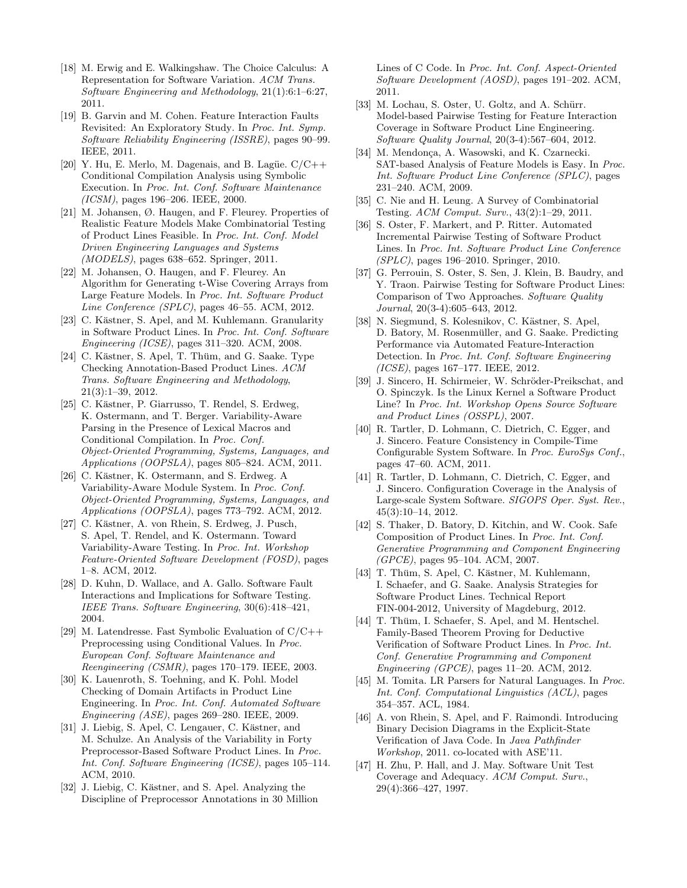[18] M. Erwig and E. Walkingshaw. The Choice Calculus: A Representation for Software Variation. *ACM Trans. Software Engineering and Methodology*, 21(1):6:1–6:27, 2011.

[19] B. Garvin and M. Cohen. Feature Interaction Faults Revisited: An Exploratory Study. In *Proc. Int. Symp. Software Reliability Engineering (ISSRE)*, pages 90–99. IEEE, 2011.

[20] Y. Hu, E. Merlo, M. Dagenais, and B. Lagüe. C/C++ Conditional Compilation Analysis using Symbolic Execution. In *Proc. Int. Conf. Software Maintenance (ICSM)*, pages 196–206. IEEE, 2000.

[21] M. Johansen, Ø. Haugen, and F. Fleurey. Properties of Realistic Feature Models Make Combinatorial Testing of Product Lines Feasible. In *Proc. Int. Conf. Model Driven Engineering Languages and Systems (MODELS)*, pages 638–652. Springer, 2011.

[22] M. Johansen, O. Haugen, and F. Fleurey. An Algorithm for Generating t-Wise Covering Arrays from Large Feature Models. In *Proc. Int. Software Product Line Conference (SPLC)*, pages 46–55. ACM, 2012.

[23] C. Kästner, S. Apel, and M. Kuhlemann. Granularity in Software Product Lines. In *Proc. Int. Conf. Software Engineering (ICSE)*, pages 311–320. ACM, 2008.

[24] C. Kästner, S. Apel, T. Thüm, and G. Saake. Type Checking Annotation-Based Product Lines. *ACM Trans. Software Engineering and Methodology*, 21(3):1–39, 2012.

[25] C. Kästner, P. Giarrusso, T. Rendel, S. Erdweg, K. Ostermann, and T. Berger. Variability-Aware Parsing in the Presence of Lexical Macros and Conditional Compilation. In *Proc. Conf. Object-Oriented Programming, Systems, Languages, and Applications (OOPSLA)*, pages 805–824. ACM, 2011.

[26] C. Kästner, K. Ostermann, and S. Erdweg. A Variability-Aware Module System. In *Proc. Conf. Object-Oriented Programming, Systems, Languages, and Applications (OOPSLA)*, pages 773–792. ACM, 2012.

[27] C. Kästner, A. von Rhein, S. Erdweg, J. Pusch, S. Apel, T. Rendel, and K. Ostermann. Toward Variability-Aware Testing. In *Proc. Int. Workshop Feature-Oriented Software Development (FOSD)*, pages 1–8. ACM, 2012.

[28] D. Kuhn, D. Wallace, and A. Gallo. Software Fault Interactions and Implications for Software Testing. *IEEE Trans. Software Engineering*, 30(6):418–421, 2004.

[29] M. Latendresse. Fast Symbolic Evaluation of C/C++ Preprocessing using Conditional Values. In *Proc. European Conf. Software Maintenance and Reengineering (CSMR)*, pages 170–179. IEEE, 2003.

[30] K. Lauenroth, S. Toehning, and K. Pohl. Model Checking of Domain Artifacts in Product Line Engineering. In *Proc. Int. Conf. Automated Software Engineering (ASE)*, pages 269–280. IEEE, 2009.

[31] J. Liebig, S. Apel, C. Lengauer, C. Kästner, and M. Schulze. An Analysis of the Variability in Forty Preprocessor-Based Software Product Lines. In *Proc. Int. Conf. Software Engineering (ICSE)*, pages 105–114. ACM, 2010.

[32] J. Liebig, C. Kästner, and S. Apel. Analyzing the Discipline of Preprocessor Annotations in 30 Million Lines of C Code. In *Proc. Int. Conf. Aspect-Oriented Software Development (AOSD)*, pages 191–202. ACM, 2011.

[33] M. Lochau, S. Oster, U. Goltz, and A. Schürr. Model-based Pairwise Testing for Feature Interaction Coverage in Software Product Line Engineering. *Software Quality Journal*, 20(3-4):567–604, 2012.

[34] M. Mendonça, A. Wasowski, and K. Czarnecki. SAT-based Analysis of Feature Models is Easy. In *Proc. Int. Software Product Line Conference (SPLC)*, pages 231–240. ACM, 2009.

[35] C. Nie and H. Leung. A Survey of Combinatorial Testing. *ACM Comput. Surv.*, 43(2):1–29, 2011.

[36] S. Oster, F. Markert, and P. Ritter. Automated Incremental Pairwise Testing of Software Product Lines. In *Proc. Int. Software Product Line Conference (SPLC)*, pages 196–2010. Springer, 2010.

[37] G. Perrouin, S. Oster, S. Sen, J. Klein, B. Baudry, and Y. Traon. Pairwise Testing for Software Product Lines: Comparison of Two Approaches. *Software Quality Journal*, 20(3-4):605–643, 2012.

[38] N. Siegmund, S. Kolesnikov, C. Kästner, S. Apel, D. Batory, M. Rosenmüller, and G. Saake. Predicting Performance via Automated Feature-Interaction Detection. In *Proc. Int. Conf. Software Engineering (ICSE)*, pages 167–177. IEEE, 2012.

[39] J. Sincero, H. Schirmeier, W. Schröder-Preikschat, and O. Spinczyk. Is the Linux Kernel a Software Product Line? In *Proc. Int. Workshop Opens Source Software and Product Lines (OSSPL)*, 2007.

[40] R. Tartler, D. Lohmann, C. Dietrich, C. Egger, and J. Sincero. Feature Consistency in Compile-Time Configurable System Software. In *Proc. EuroSys Conf.*, pages 47–60. ACM, 2011.

[41] R. Tartler, D. Lohmann, C. Dietrich, C. Egger, and J. Sincero. Configuration Coverage in the Analysis of Large-scale System Software. *SIGOPS Oper. Syst. Rev.*, 45(3):10–14, 2012.

[42] S. Thaker, D. Batory, D. Kitchin, and W. Cook. Safe Composition of Product Lines. In *Proc. Int. Conf. Generative Programming and Component Engineering (GPCE)*, pages 95–104. ACM, 2007.

[43] T. Thüm, S. Apel, C. Kästner, M. Kuhlemann, I. Schaefer, and G. Saake. Analysis Strategies for Software Product Lines. Technical Report FIN-004-2012, University of Magdeburg, 2012.

[44] T. Thüm, I. Schaefer, S. Apel, and M. Hentschel. Family-Based Theorem Proving for Deductive Verification of Software Product Lines. In *Proc. Int. Conf. Generative Programming and Component Engineering (GPCE)*, pages 11–20. ACM, 2012.

[45] M. Tomita. LR Parsers for Natural Languages. In *Proc. Int. Conf. Computational Linguistics (ACL)*, pages 354–357. ACL, 1984.

[46] A. von Rhein, S. Apel, and F. Raimondi. Introducing Binary Decision Diagrams in the Explicit-State Verification of Java Code. In *Java Pathfinder Workshop*, 2011. co-located with ASE'11.

[47] H. Zhu, P. Hall, and J. May. Software Unit Test Coverage and Adequacy. *ACM Comput. Surv.*, 29(4):366–427, 1997.